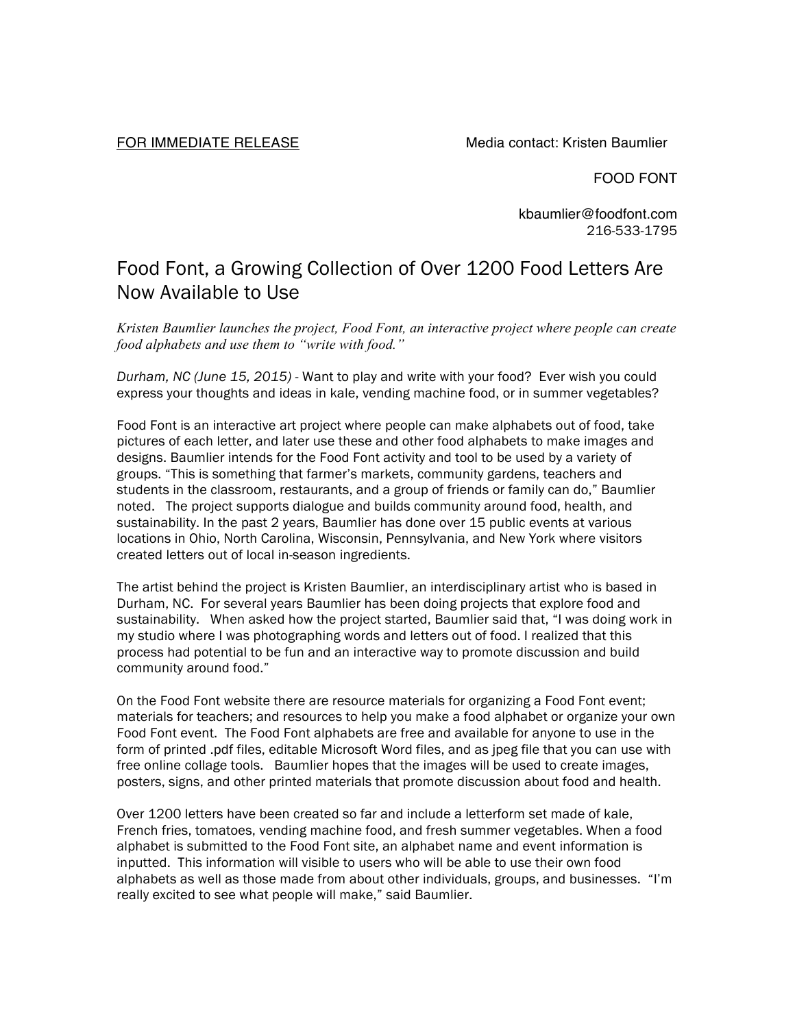FOR IMMEDIATE RELEASE

Media contact: Kristen Baumlier

FOOD FONT

kbaumlier@foodfont.com
216-533-1795

# Food Font, a Growing Collection of Over 1200 Food Letters Are Now Available to Use

*Kristen Baumlier launches the project, Food Font, an interactive project where people can create food alphabets and use them to "write with food."*

*Durham, NC (June 15, 2015)* - Want to play and write with your food? Ever wish you could express your thoughts and ideas in kale, vending machine food, or in summer vegetables?

Food Font is an interactive art project where people can make alphabets out of food, take pictures of each letter, and later use these and other food alphabets to make images and designs. Baumlier intends for the Food Font activity and tool to be used by a variety of groups. "This is something that farmer's markets, community gardens, teachers and students in the classroom, restaurants, and a group of friends or family can do," Baumlier noted. The project supports dialogue and builds community around food, health, and sustainability. In the past 2 years, Baumlier has done over 15 public events at various locations in Ohio, North Carolina, Wisconsin, Pennsylvania, and New York where visitors created letters out of local in-season ingredients.

The artist behind the project is Kristen Baumlier, an interdisciplinary artist who is based in Durham, NC. For several years Baumlier has been doing projects that explore food and sustainability. When asked how the project started, Baumlier said that, "I was doing work in my studio where I was photographing words and letters out of food. I realized that this process had potential to be fun and an interactive way to promote discussion and build community around food."

On the Food Font website there are resource materials for organizing a Food Font event; materials for teachers; and resources to help you make a food alphabet or organize your own Food Font event. The Food Font alphabets are free and available for anyone to use in the form of printed .pdf files, editable Microsoft Word files, and as jpeg file that you can use with free online collage tools. Baumlier hopes that the images will be used to create images, posters, signs, and other printed materials that promote discussion about food and health.

Over 1200 letters have been created so far and include a letterform set made of kale, French fries, tomatoes, vending machine food, and fresh summer vegetables. When a food alphabet is submitted to the Food Font site, an alphabet name and event information is inputted. This information will visible to users who will be able to use their own food alphabets as well as those made from about other individuals, groups, and businesses. "I'm really excited to see what people will make," said Baumlier.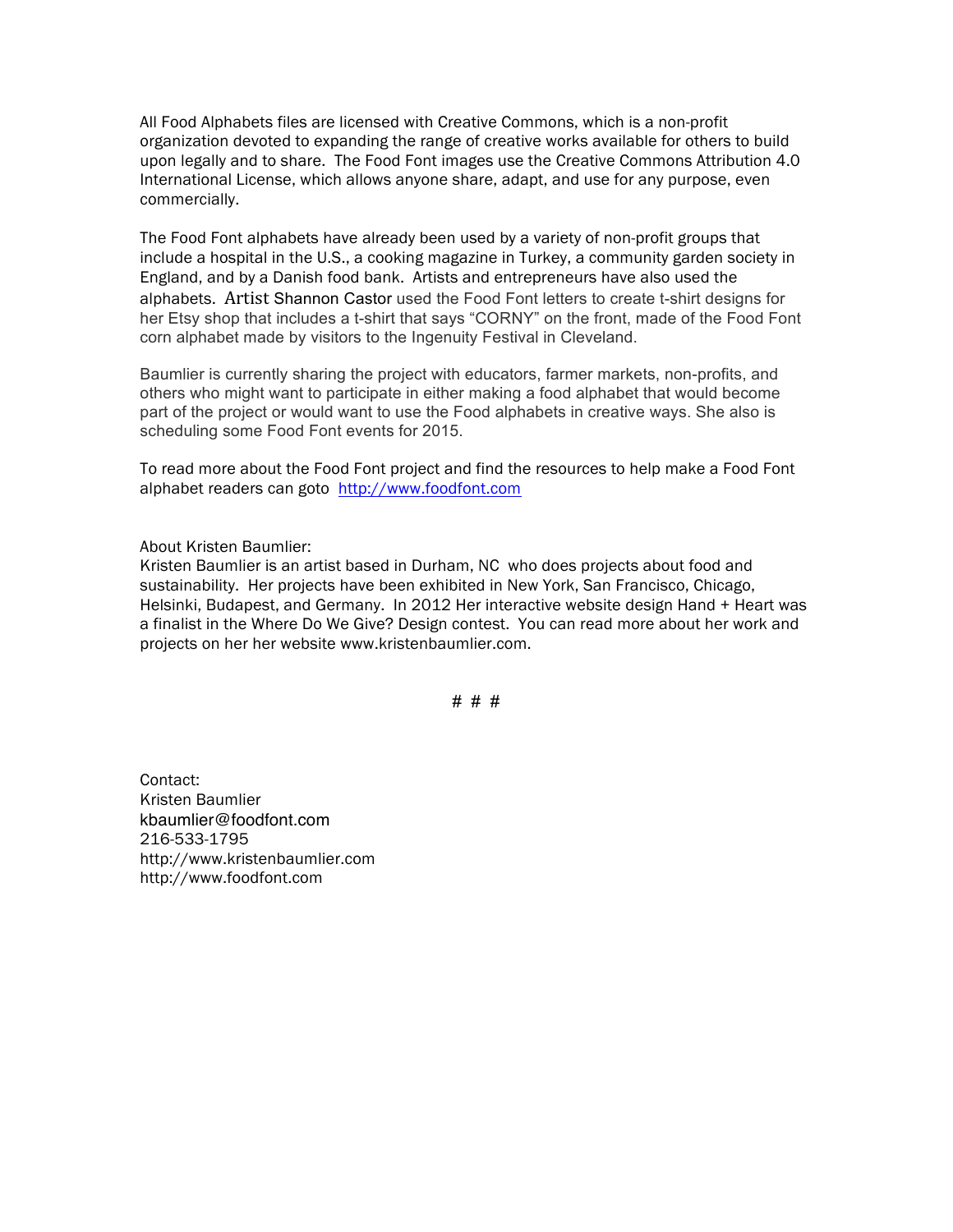All Food Alphabets files are licensed with Creative Commons, which is a non-profit organization devoted to expanding the range of creative works available for others to build upon legally and to share. The Food Font images use the Creative Commons Attribution 4.0 International License, which allows anyone share, adapt, and use for any purpose, even commercially.

The Food Font alphabets have already been used by a variety of non-profit groups that include a hospital in the U.S., a cooking magazine in Turkey, a community garden society in England, and by a Danish food bank. Artists and entrepreneurs have also used the alphabets. Artist Shannon Castor used the Food Font letters to create t-shirt designs for her Etsy shop that includes a t-shirt that says "CORNY" on the front, made of the Food Font corn alphabet made by visitors to the Ingenuity Festival in Cleveland.

Baumlier is currently sharing the project with educators, farmer markets, non-profits, and others who might want to participate in either making a food alphabet that would become part of the project or would want to use the Food alphabets in creative ways. She also is scheduling some Food Font events for 2015.

To read more about the Food Font project and find the resources to help make a Food Font alphabet readers can goto [http://www.foodfont.com](http://www.foodfont.com)

About Kristen Baumlier:
Kristen Baumlier is an artist based in Durham, NC who does projects about food and sustainability. Her projects have been exhibited in New York, San Francisco, Chicago, Helsinki, Budapest, and Germany. In 2012 Her interactive website design Hand + Heart was a finalist in the Where Do We Give? Design contest. You can read more about her work and projects on her her website www.kristenbaumlier.com.

# # #

Contact:
Kristen Baumlier
kbaumlier@foodfont.com
216-533-1795
http://www.kristenbaumlier.com
http://www.foodfont.com